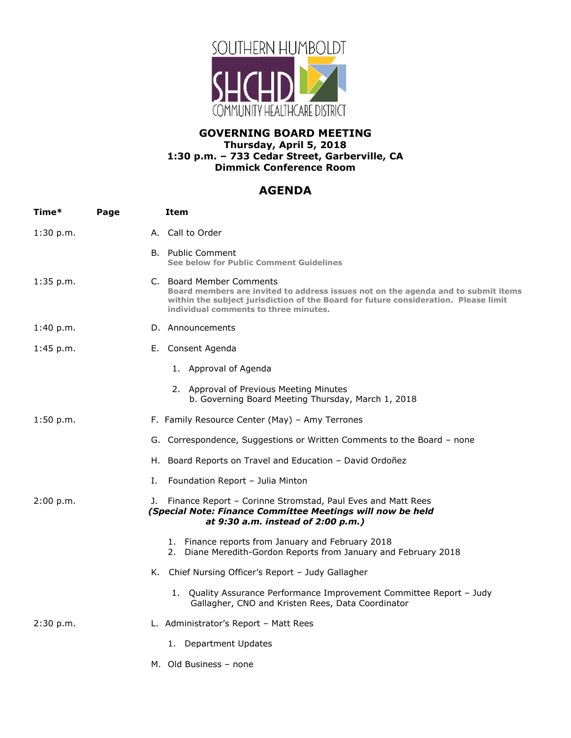SOUTHERN HUMBOLDT

SHCHD

COMMUNITY HEALTHCARE DISTRICT

**GOVERNING BOARD MEETING**
**Thursday, April 5, 2018**
**1:30 p.m. – 733 Cedar Street, Garberville, CA**
**Dimmick Conference Room**

## AGENDA

| Time* | Page | Item |
|---|---|---|
| 1:30 p.m. | | A. Call to Order |
| | | B. Public Comment<br>**See below for Public Comment Guidelines** |
| 1:35 p.m. | | C. Board Member Comments<br>**Board members are invited to address issues not on the agenda and to submit items within the subject jurisdiction of the Board for future consideration. Please limit individual comments to three minutes.** |
| 1:40 p.m. | | D. Announcements |
| 1:45 p.m. | | E. Consent Agenda |
| | | 1. Approval of Agenda |
| | | 2. Approval of Previous Meeting Minutes<br>b. Governing Board Meeting Thursday, March 1, 2018 |
| 1:50 p.m. | | F. Family Resource Center (May) – Amy Terrones |
| | | G. Correspondence, Suggestions or Written Comments to the Board – none |
| | | H. Board Reports on Travel and Education – David Ordoñez |
| | | I. Foundation Report – Julia Minton |
| 2:00 p.m. | | J. Finance Report – Corinne Stromstad, Paul Eves and Matt Rees<br>***(Special Note: Finance Committee Meetings will now be held at 9:30 a.m. instead of 2:00 p.m.)*** |
| | | 1. Finance reports from January and February 2018<br>2. Diane Meredith-Gordon Reports from January and February 2018 |
| | | K. Chief Nursing Officer's Report – Judy Gallagher |
| | | 1. Quality Assurance Performance Improvement Committee Report – Judy Gallagher, CNO and Kristen Rees, Data Coordinator |
| 2:30 p.m. | | L. Administrator's Report – Matt Rees |
| | | 1. Department Updates |
| | | M. Old Business – none |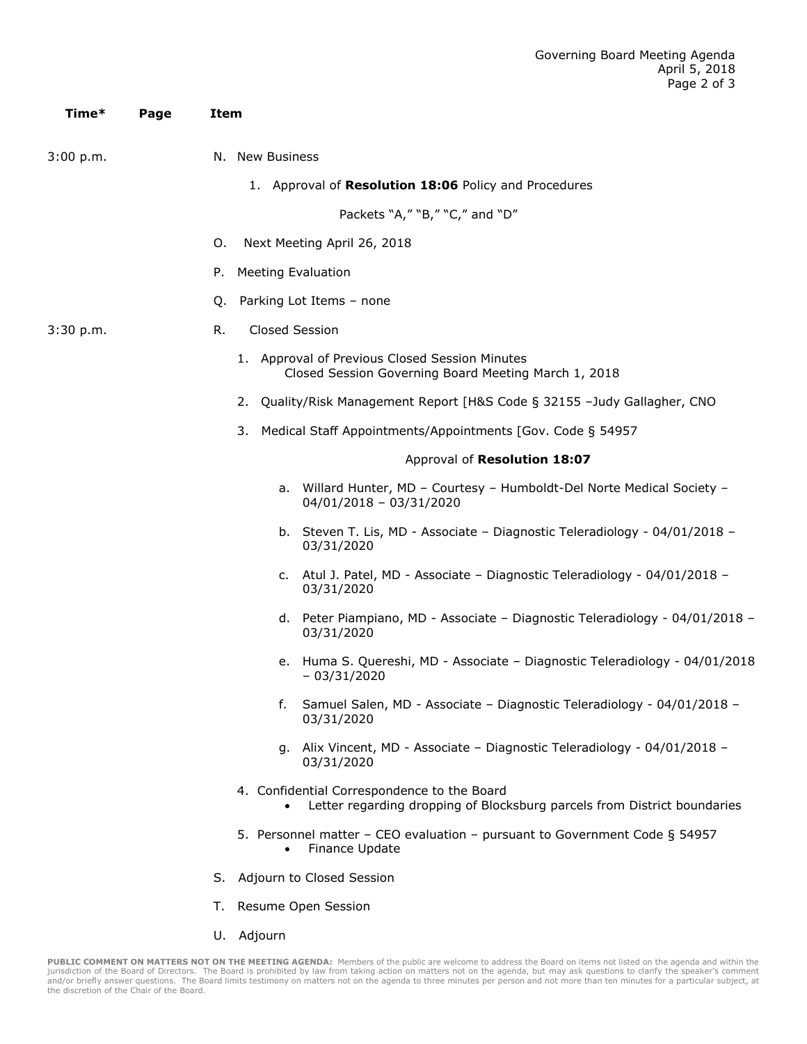| Time* | Page | Item |
|---|---|---|

3:00 p.m.

N. New Business

1. Approval of **Resolution 18:06** Policy and Procedures

   Packets "A," "B," "C," and "D"

O. Next Meeting April 26, 2018

P. Meeting Evaluation

Q. Parking Lot Items – none

3:30 p.m.

R. Closed Session

1. Approval of Previous Closed Session Minutes
   Closed Session Governing Board Meeting March 1, 2018

2. Quality/Risk Management Report [H&S Code § 32155 –Judy Gallagher, CNO

3. Medical Staff Appointments/Appointments [Gov. Code § 54957

   Approval of **Resolution 18:07**

   a. Willard Hunter, MD – Courtesy – Humboldt-Del Norte Medical Society – 04/01/2018 – 03/31/2020

   b. Steven T. Lis, MD - Associate – Diagnostic Teleradiology - 04/01/2018 – 03/31/2020

   c. Atul J. Patel, MD - Associate – Diagnostic Teleradiology - 04/01/2018 – 03/31/2020

   d. Peter Piampiano, MD - Associate – Diagnostic Teleradiology - 04/01/2018 – 03/31/2020

   e. Huma S. Quereshi, MD - Associate – Diagnostic Teleradiology - 04/01/2018 – 03/31/2020

   f. Samuel Salen, MD - Associate – Diagnostic Teleradiology - 04/01/2018 – 03/31/2020

   g. Alix Vincent, MD - Associate – Diagnostic Teleradiology - 04/01/2018 – 03/31/2020

4. Confidential Correspondence to the Board
   - Letter regarding dropping of Blocksburg parcels from District boundaries

5. Personnel matter – CEO evaluation – pursuant to Government Code § 54957
   - Finance Update

S. Adjourn to Closed Session

T. Resume Open Session

U. Adjourn

**PUBLIC COMMENT ON MATTERS NOT ON THE MEETING AGENDA:** Members of the public are welcome to address the Board on items not listed on the agenda and within the jurisdiction of the Board of Directors. The Board is prohibited by law from taking action on matters not on the agenda, but may ask questions to clarify the speaker's comment and/or briefly answer questions. The Board limits testimony on matters not on the agenda to three minutes per person and not more than ten minutes for a particular subject, at the discretion of the Chair of the Board.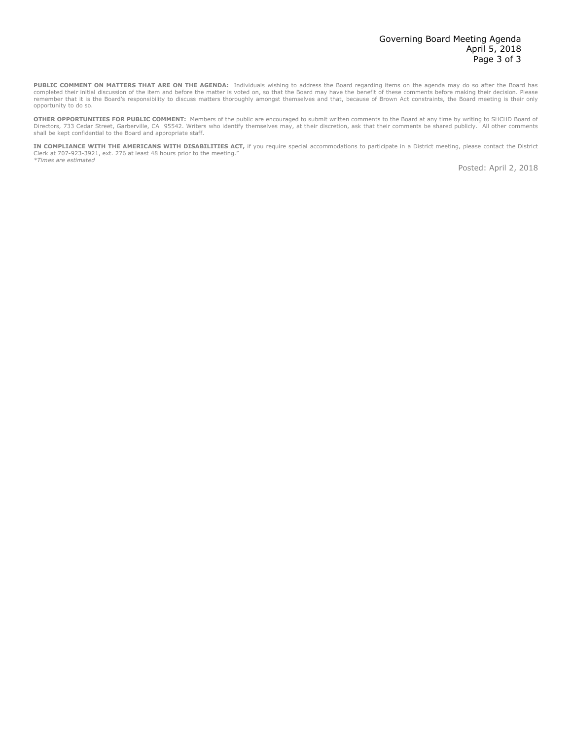**PUBLIC COMMENT ON MATTERS THAT ARE ON THE AGENDA:** Individuals wishing to address the Board regarding items on the agenda may do so after the Board has completed their initial discussion of the item and before the matter is voted on, so that the Board may have the benefit of these comments before making their decision. Please remember that it is the Board's responsibility to discuss matters thoroughly amongst themselves and that, because of Brown Act constraints, the Board meeting is their only opportunity to do so.

**OTHER OPPORTUNITIES FOR PUBLIC COMMENT:** Members of the public are encouraged to submit written comments to the Board at any time by writing to SHCHD Board of Directors, 733 Cedar Street, Garberville, CA 95542. Writers who identify themselves may, at their discretion, ask that their comments be shared publicly. All other comments shall be kept confidential to the Board and appropriate staff.

**IN COMPLIANCE WITH THE AMERICANS WITH DISABILITIES ACT,** if you require special accommodations to participate in a District meeting, please contact the District Clerk at 707-923-3921, ext. 276 at least 48 hours prior to the meeting."

*\*Times are estimated*

Posted: April 2, 2018